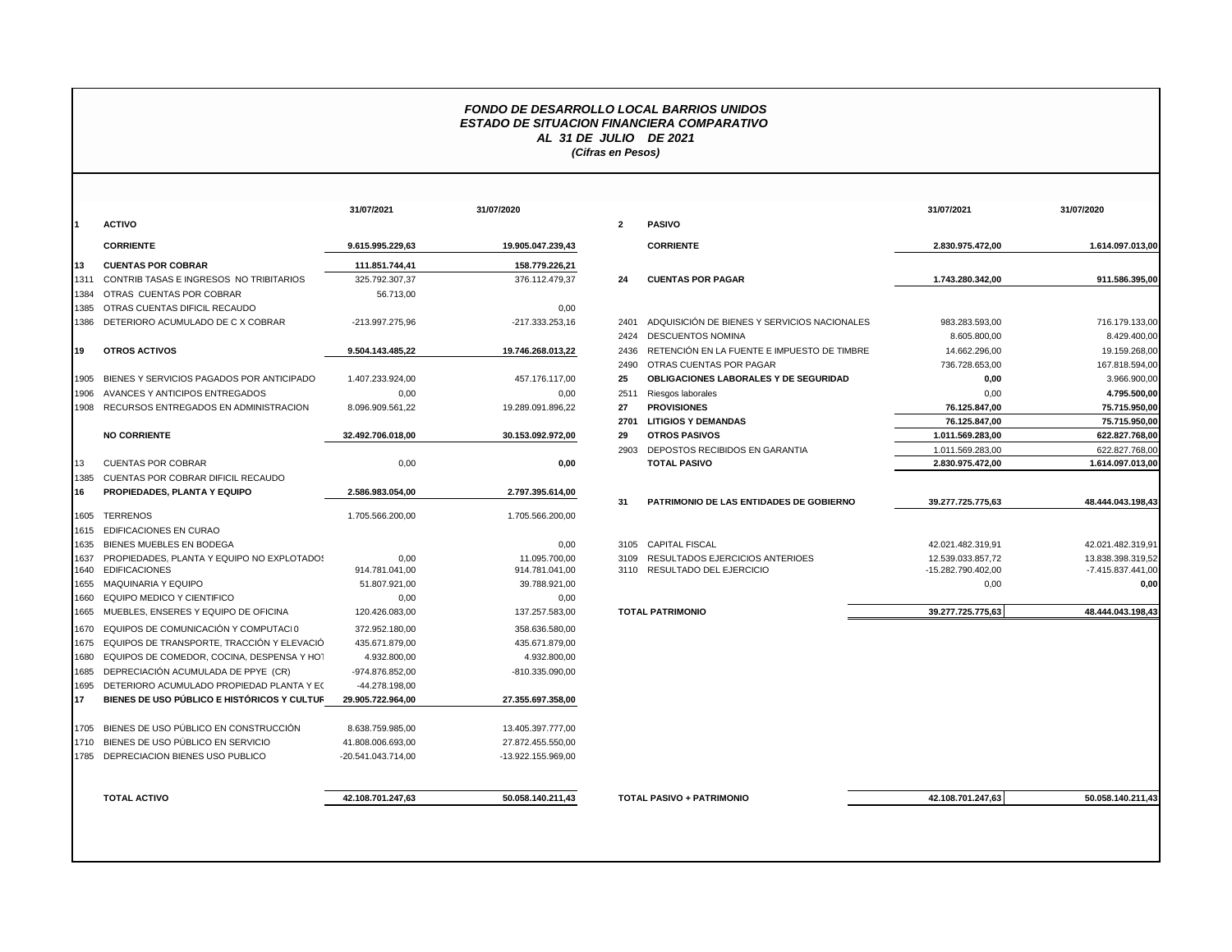# *FONDO DE DESARROLLO LOCAL BARRIOS UNIDOS*
## *ESTADO DE SITUACION FINANCIERA COMPARATIVO*
### *AL 31 DE JULIO DE 2021*
*(Cifras en Pesos)*

| | | 31/07/2021 | 31/07/2020 |
|---|---|---|---|
| **1** | **ACTIVO** | | |
| | **CORRIENTE** | **9.615.995.229,63** | **19.905.047.239,43** |
| **13** | **CUENTAS POR COBRAR** | **111.851.744,41** | **158.779.226,21** |
| 1311 | CONTRIB TASAS E INGRESOS NO TRIBITARIOS | 325.792.307,37 | 376.112.479,37 |
| 1384 | OTRAS CUENTAS POR COBRAR | 56.713,00 | |
| 1385 | OTRAS CUENTAS DIFICIL RECAUDO | | 0,00 |
| 1386 | DETERIORO ACUMULADO DE C X COBRAR | -213.997.275,96 | -217.333.253,16 |
| **19** | **OTROS ACTIVOS** | **9.504.143.485,22** | **19.746.268.013,22** |
| 1905 | BIENES Y SERVICIOS PAGADOS POR ANTICIPADO | 1.407.233.924,00 | 457.176.117,00 |
| 1906 | AVANCES Y ANTICIPOS ENTREGADOS | 0,00 | 0,00 |
| 1908 | RECURSOS ENTREGADOS EN ADMINISTRACION | 8.096.909.561,22 | 19.289.091.896,22 |
| | **NO CORRIENTE** | **32.492.706.018,00** | **30.153.092.972,00** |
| 13 | CUENTAS POR COBRAR | 0,00 | **0,00** |
| 1385 | CUENTAS POR COBRAR DIFICIL RECAUDO | | |
| **16** | **PROPIEDADES, PLANTA Y EQUIPO** | **2.586.983.054,00** | **2.797.395.614,00** |
| 1605 | TERRENOS | 1.705.566.200,00 | 1.705.566.200,00 |
| 1615 | EDIFICACIONES EN CURAO | | |
| 1635 | BIENES MUEBLES EN BODEGA | | 0,00 |
| 1637 | PROPIEDADES, PLANTA Y EQUIPO NO EXPLOTADOS | 0,00 | 11.095.700,00 |
| 1640 | EDIFICACIONES | 914.781.041,00 | 914.781.041,00 |
| 1655 | MAQUINARIA Y EQUIPO | 51.807.921,00 | 39.788.921,00 |
| 1660 | EQUIPO MEDICO Y CIENTIFICO | 0,00 | 0,00 |
| 1665 | MUEBLES, ENSERES Y EQUIPO DE OFICINA | 120.426.083,00 | 137.257.583,00 |
| 1670 | EQUIPOS DE COMUNICACIÓN Y COMPUTACI0 | 372.952.180,00 | 358.636.580,00 |
| 1675 | EQUIPOS DE TRANSPORTE, TRACCIÓN Y ELEVACIÓ | 435.671.879,00 | 435.671.879,00 |
| 1680 | EQUIPOS DE COMEDOR, COCINA, DESPENSA Y HOT | 4.932.800,00 | 4.932.800,00 |
| 1685 | DEPRECIACIÓN ACUMULADA DE PPYE (CR) | -974.876.852,00 | -810.335.090,00 |
| 1695 | DETERIORO ACUMULADO PROPIEDAD PLANTA Y EC | -44.278.198,00 | |
| **17** | **BIENES DE USO PÚBLICO E HISTÓRICOS Y CULTUR** | **29.905.722.964,00** | **27.355.697.358,00** |
| 1705 | BIENES DE USO PÚBLICO EN CONSTRUCCIÓN | 8.638.759.985,00 | 13.405.397.777,00 |
| 1710 | BIENES DE USO PÚBLICO EN SERVICIO | 41.808.006.693,00 | 27.872.455.550,00 |
| 1785 | DEPRECIACION BIENES USO PUBLICO | -20.541.043.714,00 | -13.922.155.969,00 |
| | **TOTAL ACTIVO** | **42.108.701.247,63** | **50.058.140.211,43** |

| | | 31/07/2021 | 31/07/2020 |
|---|---|---|---|
| **2** | **PASIVO** | | |
| | **CORRIENTE** | **2.830.975.472,00** | **1.614.097.013,00** |
| **24** | **CUENTAS POR PAGAR** | **1.743.280.342,00** | **911.586.395,00** |
| 2401 | ADQUISICIÓN DE BIENES Y SERVICIOS NACIONALES | 983.283.593,00 | 716.179.133,00 |
| 2424 | DESCUENTOS NOMINA | 8.605.800,00 | 8.429.400,00 |
| 2436 | RETENCIÓN EN LA FUENTE E IMPUESTO DE TIMBRE | 14.662.296,00 | 19.159.268,00 |
| 2490 | OTRAS CUENTAS POR PAGAR | 736.728.653,00 | 167.818.594,00 |
| **25** | **OBLIGACIONES LABORALES Y DE SEGURIDAD** | **0,00** | 3.966.900,00 |
| 2511 | Riesgos laborales | 0,00 | **4.795.500,00** |
| **27** | **PROVISIONES** | **76.125.847,00** | **75.715.950,00** |
| **2701** | **LITIGIOS Y DEMANDAS** | **76.125.847,00** | **75.715.950,00** |
| **29** | **OTROS PASIVOS** | **1.011.569.283,00** | **622.827.768,00** |
| 2903 | DEPOSTOS RECIBIDOS EN GARANTIA | 1.011.569.283,00 | 622.827.768,00 |
| | **TOTAL PASIVO** | **2.830.975.472,00** | **1.614.097.013,00** |
| **31** | **PATRIMONIO DE LAS ENTIDADES DE GOBIERNO** | **39.277.725.775,63** | **48.444.043.198,43** |
| 3105 | CAPITAL FISCAL | 42.021.482.319,91 | 42.021.482.319,91 |
| 3109 | RESULTADOS EJERCICIOS ANTERIOES | 12.539.033.857,72 | 13.838.398.319,52 |
| 3110 | RESULTADO DEL EJERCICIO | -15.282.790.402,00 | -7.415.837.441,00 |
| | | 0,00 | **0,00** |
| | **TOTAL PATRIMONIO** | **39.277.725.775,63** | **48.444.043.198,43** |
| | **TOTAL PASIVO + PATRIMONIO** | **42.108.701.247,63** | **50.058.140.211,43** |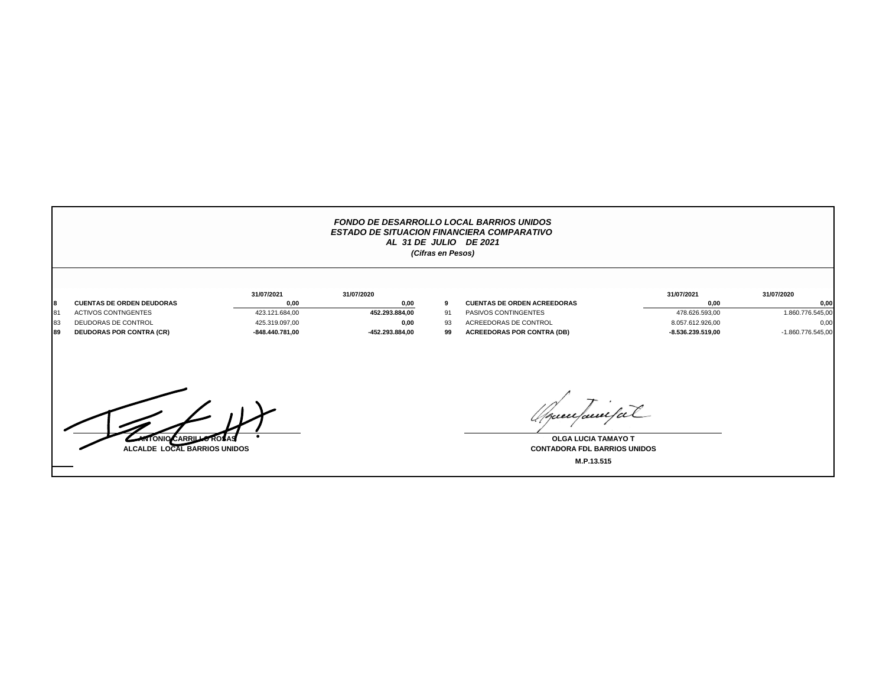***FONDO DE DESARROLLO LOCAL BARRIOS UNIDOS***
***ESTADO DE SITUACION FINANCIERA COMPARATIVO***
***AL 31 DE JULIO DE 2021***
***(Cifras en Pesos)***

| | | 31/07/2021 | 31/07/2020 | | | 31/07/2021 | 31/07/2020 |
|---|---|---|---|---|---|---|---|
| **8** | **CUENTAS DE ORDEN DEUDORAS** | **0,00** | **0,00** | **9** | **CUENTAS DE ORDEN ACREEDORAS** | **0,00** | **0,00** |
| 81 | ACTIVOS CONTNGENTES | 423.121.684,00 | **452.293.884,00** | 91 | PASIVOS CONTINGENTES | 478.626.593,00 | 1.860.776.545,00 |
| 83 | DEUDORAS DE CONTROL | 425.319.097,00 | **0,00** | 93 | ACREEDORAS DE CONTROL | 8.057.612.926,00 | 0,00 |
| **89** | **DEUDORAS POR CONTRA (CR)** | **-848.440.781,00** | **-452.293.884,00** | **99** | **ACREEDORAS POR CONTRA (DB)** | **-8.536.239.519,00** | -1.860.776.545,00 |

**ANTONIO CARRILLO ROSAS**
**ALCALDE LOCAL BARRIOS UNIDOS**

**OLGA LUCIA TAMAYO T**
**CONTADORA FDL BARRIOS UNIDOS**
**M.P.13.515**